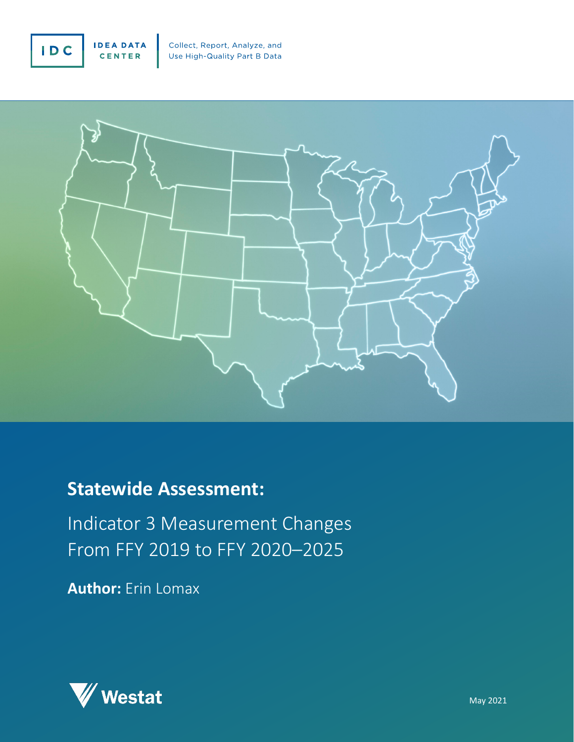IDC IDEA DATA CENTER

Collect, Report, Analyze, and Use High-Quality Part B Data

# Statewide Assessment:

Indicator 3 Measurement Changes From FFY 2019 to FFY 2020–2025

**Author:** Erin Lomax

Westat

May 2021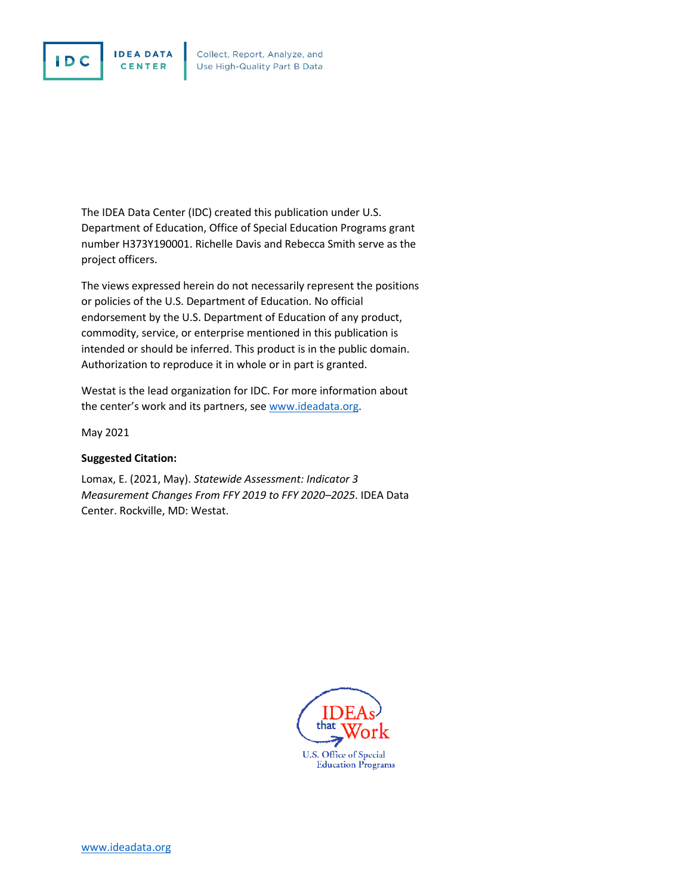The IDEA Data Center (IDC) created this publication under U.S. Department of Education, Office of Special Education Programs grant number H373Y190001. Richelle Davis and Rebecca Smith serve as the project officers.

The views expressed herein do not necessarily represent the positions or policies of the U.S. Department of Education. No official endorsement by the U.S. Department of Education of any product, commodity, service, or enterprise mentioned in this publication is intended or should be inferred. This product is in the public domain. Authorization to reproduce it in whole or in part is granted.

Westat is the lead organization for IDC. For more information about the center's work and its partners, see [www.ideadata.org](http://www.ideadata.org).

May 2021

**Suggested Citation:**

Lomax, E. (2021, May). *Statewide Assessment: Indicator 3 Measurement Changes From FFY 2019 to FFY 2020–2025*. IDEA Data Center. Rockville, MD: Westat.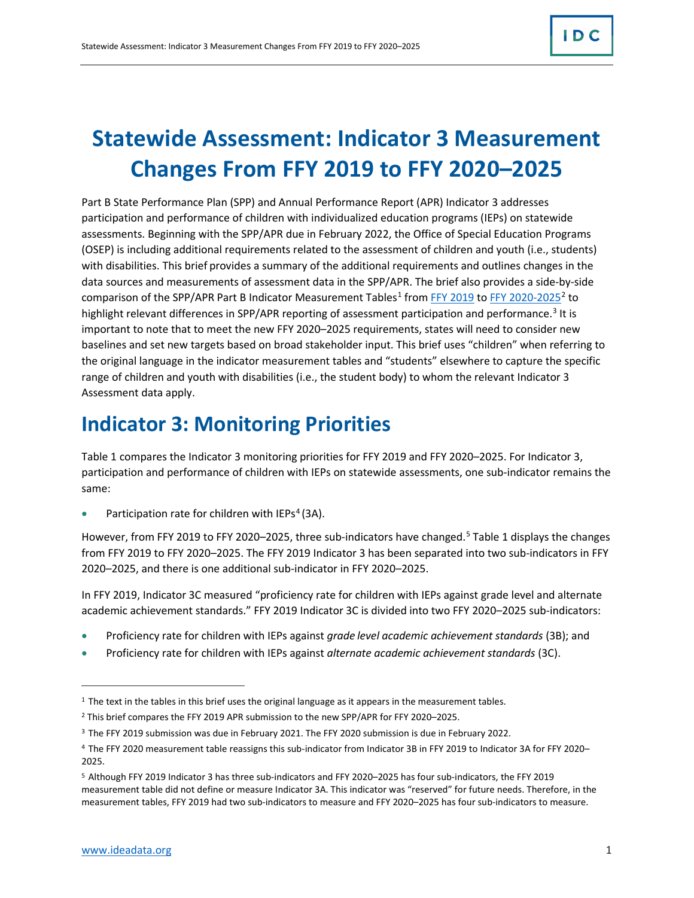# Statewide Assessment: Indicator 3 Measurement Changes From FFY 2019 to FFY 2020–2025

Part B State Performance Plan (SPP) and Annual Performance Report (APR) Indicator 3 addresses participation and performance of children with individualized education programs (IEPs) on statewide assessments. Beginning with the SPP/APR due in February 2022, the Office of Special Education Programs (OSEP) is including additional requirements related to the assessment of children and youth (i.e., students) with disabilities. This brief provides a summary of the additional requirements and outlines changes in the data sources and measurements of assessment data in the SPP/APR. The brief also provides a side-by-side comparison of the SPP/APR Part B Indicator Measurement Tables[1] from FFY 2019 to FFY 2020-2025[2] to highlight relevant differences in SPP/APR reporting of assessment participation and performance.[3] It is important to note that to meet the new FFY 2020–2025 requirements, states will need to consider new baselines and set new targets based on broad stakeholder input. This brief uses "children" when referring to the original language in the indicator measurement tables and "students" elsewhere to capture the specific range of children and youth with disabilities (i.e., the student body) to whom the relevant Indicator 3 Assessment data apply.

## Indicator 3: Monitoring Priorities

Table 1 compares the Indicator 3 monitoring priorities for FFY 2019 and FFY 2020–2025. For Indicator 3, participation and performance of children with IEPs on statewide assessments, one sub-indicator remains the same:

- Participation rate for children with IEPs[4] (3A).

However, from FFY 2019 to FFY 2020–2025, three sub-indicators have changed.[5] Table 1 displays the changes from FFY 2019 to FFY 2020–2025. The FFY 2019 Indicator 3 has been separated into two sub-indicators in FFY 2020–2025, and there is one additional sub-indicator in FFY 2020–2025.

In FFY 2019, Indicator 3C measured "proficiency rate for children with IEPs against grade level and alternate academic achievement standards." FFY 2019 Indicator 3C is divided into two FFY 2020–2025 sub-indicators:

- Proficiency rate for children with IEPs against *grade level academic achievement standards* (3B); and
- Proficiency rate for children with IEPs against *alternate academic achievement standards* (3C).

---

[1] The text in the tables in this brief uses the original language as it appears in the measurement tables.

[2] This brief compares the FFY 2019 APR submission to the new SPP/APR for FFY 2020–2025.

[3] The FFY 2019 submission was due in February 2021. The FFY 2020 submission is due in February 2022.

[4] The FFY 2020 measurement table reassigns this sub-indicator from Indicator 3B in FFY 2019 to Indicator 3A for FFY 2020–2025.

[5] Although FFY 2019 Indicator 3 has three sub-indicators and FFY 2020–2025 has four sub-indicators, the FFY 2019 measurement table did not define or measure Indicator 3A. This indicator was "reserved" for future needs. Therefore, in the measurement tables, FFY 2019 had two sub-indicators to measure and FFY 2020–2025 has four sub-indicators to measure.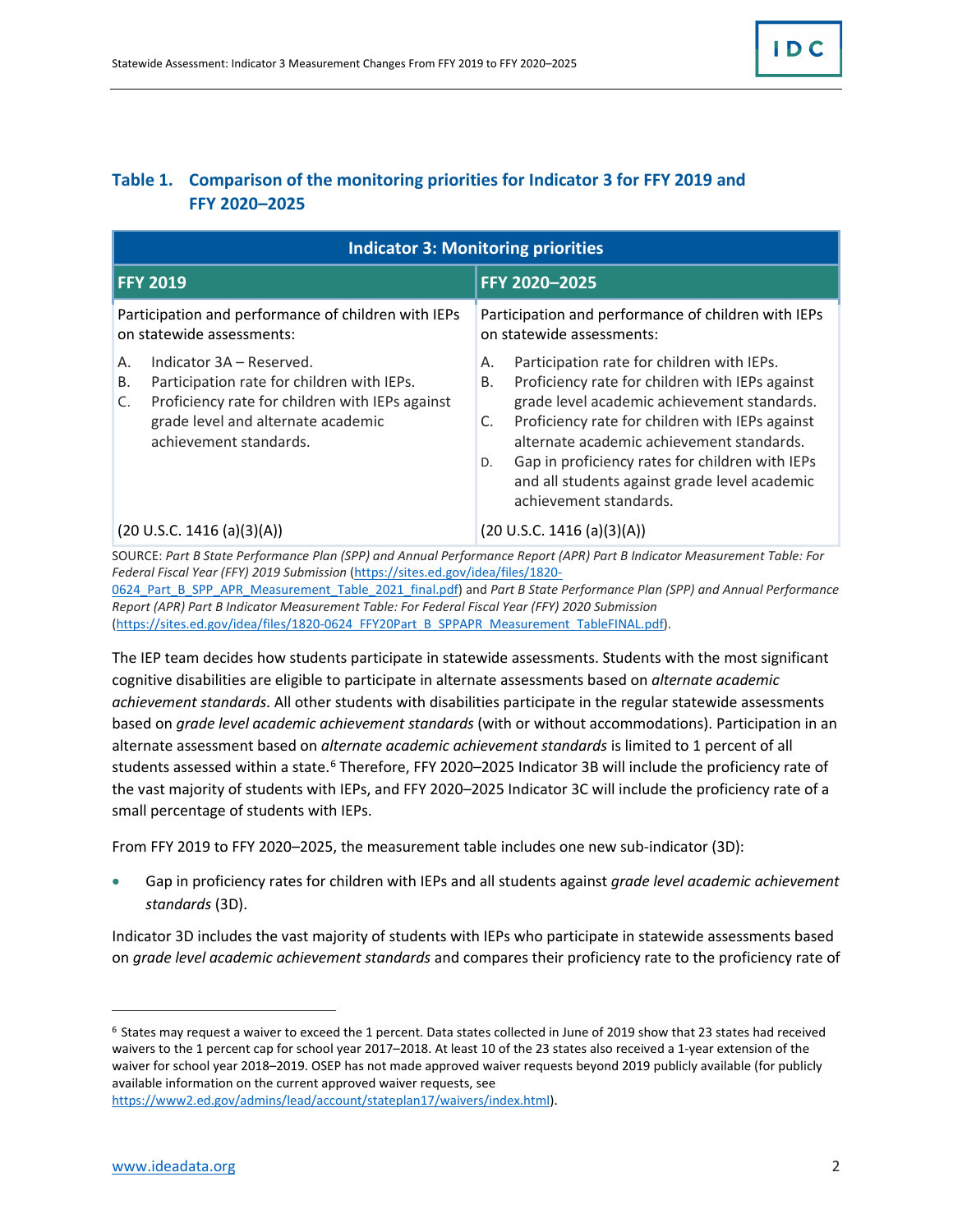### Table 1. Comparison of the monitoring priorities for Indicator 3 for FFY 2019 and FFY 2020–2025

| Indicator 3: Monitoring priorities | |
|---|---|
| **FFY 2019** | **FFY 2020–2025** |
| Participation and performance of children with IEPs on statewide assessments:<br><br>A. Indicator 3A – Reserved.<br>B. Participation rate for children with IEPs.<br>C. Proficiency rate for children with IEPs against grade level and alternate academic achievement standards.<br><br>(20 U.S.C. 1416 (a)(3)(A)) | Participation and performance of children with IEPs on statewide assessments:<br><br>A. Participation rate for children with IEPs.<br>B. Proficiency rate for children with IEPs against grade level academic achievement standards.<br>C. Proficiency rate for children with IEPs against alternate academic achievement standards.<br>D. Gap in proficiency rates for children with IEPs and all students against grade level academic achievement standards.<br><br>(20 U.S.C. 1416 (a)(3)(A)) |

SOURCE: *Part B State Performance Plan (SPP) and Annual Performance Report (APR) Part B Indicator Measurement Table: For Federal Fiscal Year (FFY) 2019 Submission* (https://sites.ed.gov/idea/files/1820-0624_Part_B_SPP_APR_Measurement_Table_2021_final.pdf) and *Part B State Performance Plan (SPP) and Annual Performance Report (APR) Part B Indicator Measurement Table: For Federal Fiscal Year (FFY) 2020 Submission* (https://sites.ed.gov/idea/files/1820-0624_FFY20Part_B_SPPAPR_Measurement_TableFINAL.pdf).

The IEP team decides how students participate in statewide assessments. Students with the most significant cognitive disabilities are eligible to participate in alternate assessments based on *alternate academic achievement standards*. All other students with disabilities participate in the regular statewide assessments based on *grade level academic achievement standards* (with or without accommodations). Participation in an alternate assessment based on *alternate academic achievement standards* is limited to 1 percent of all students assessed within a state.[6] Therefore, FFY 2020–2025 Indicator 3B will include the proficiency rate of the vast majority of students with IEPs, and FFY 2020–2025 Indicator 3C will include the proficiency rate of a small percentage of students with IEPs.

From FFY 2019 to FFY 2020–2025, the measurement table includes one new sub-indicator (3D):

- Gap in proficiency rates for children with IEPs and all students against *grade level academic achievement standards* (3D).

Indicator 3D includes the vast majority of students with IEPs who participate in statewide assessments based on *grade level academic achievement standards* and compares their proficiency rate to the proficiency rate of

[6] States may request a waiver to exceed the 1 percent. Data states collected in June of 2019 show that 23 states had received waivers to the 1 percent cap for school year 2017–2018. At least 10 of the 23 states also received a 1-year extension of the waiver for school year 2018–2019. OSEP has not made approved waiver requests beyond 2019 publicly available (for publicly available information on the current approved waiver requests, see https://www2.ed.gov/admins/lead/account/stateplan17/waivers/index.html).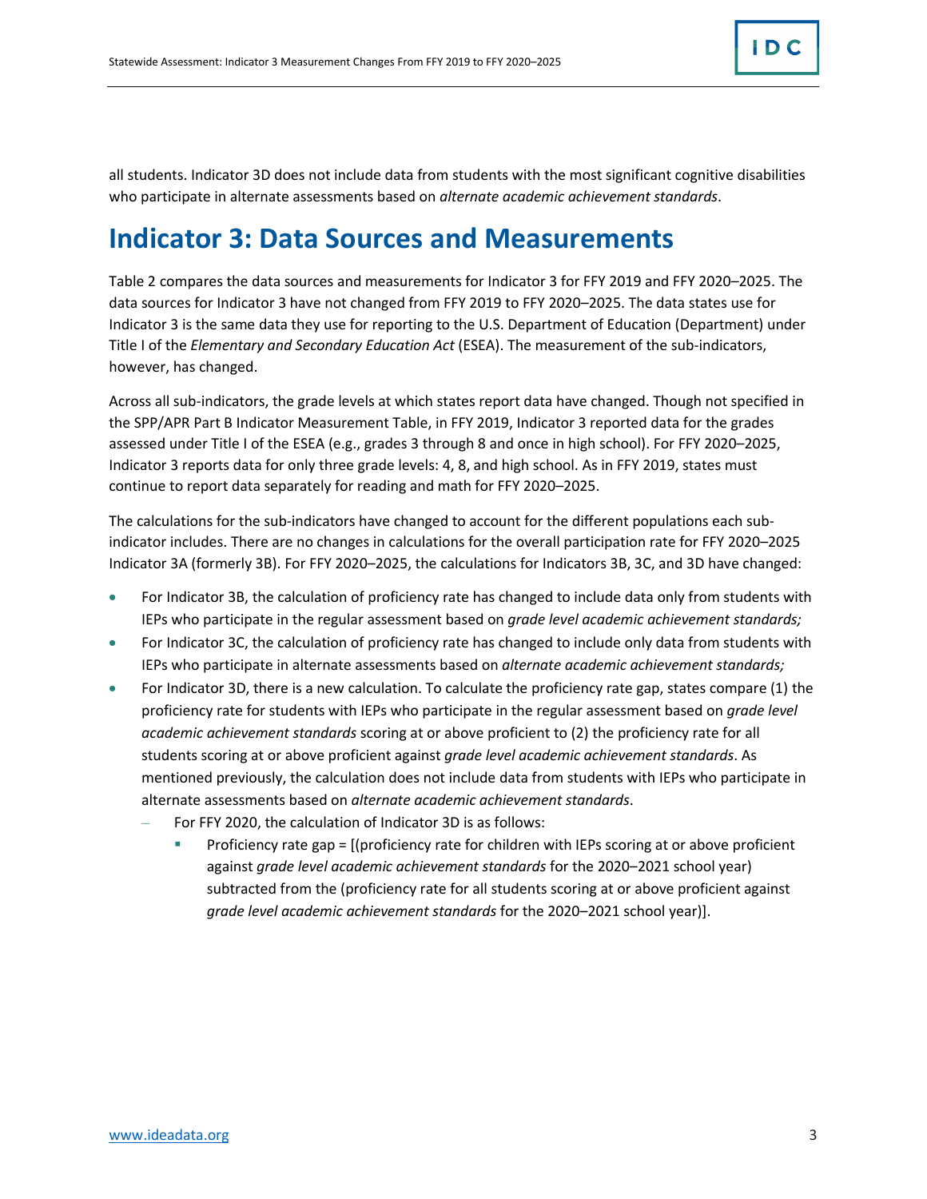all students. Indicator 3D does not include data from students with the most significant cognitive disabilities who participate in alternate assessments based on *alternate academic achievement standards*.

# Indicator 3: Data Sources and Measurements

Table 2 compares the data sources and measurements for Indicator 3 for FFY 2019 and FFY 2020–2025. The data sources for Indicator 3 have not changed from FFY 2019 to FFY 2020–2025. The data states use for Indicator 3 is the same data they use for reporting to the U.S. Department of Education (Department) under Title I of the *Elementary and Secondary Education Act* (ESEA). The measurement of the sub-indicators, however, has changed.

Across all sub-indicators, the grade levels at which states report data have changed. Though not specified in the SPP/APR Part B Indicator Measurement Table, in FFY 2019, Indicator 3 reported data for the grades assessed under Title I of the ESEA (e.g., grades 3 through 8 and once in high school). For FFY 2020–2025, Indicator 3 reports data for only three grade levels: 4, 8, and high school. As in FFY 2019, states must continue to report data separately for reading and math for FFY 2020–2025.

The calculations for the sub-indicators have changed to account for the different populations each sub-indicator includes. There are no changes in calculations for the overall participation rate for FFY 2020–2025 Indicator 3A (formerly 3B). For FFY 2020–2025, the calculations for Indicators 3B, 3C, and 3D have changed:

- For Indicator 3B, the calculation of proficiency rate has changed to include data only from students with IEPs who participate in the regular assessment based on *grade level academic achievement standards;*
- For Indicator 3C, the calculation of proficiency rate has changed to include only data from students with IEPs who participate in alternate assessments based on *alternate academic achievement standards;*
- For Indicator 3D, there is a new calculation. To calculate the proficiency rate gap, states compare (1) the proficiency rate for students with IEPs who participate in the regular assessment based on *grade level academic achievement standards* scoring at or above proficient to (2) the proficiency rate for all students scoring at or above proficient against *grade level academic achievement standards*. As mentioned previously, the calculation does not include data from students with IEPs who participate in alternate assessments based on *alternate academic achievement standards*.
  - For FFY 2020, the calculation of Indicator 3D is as follows:
    - Proficiency rate gap = [(proficiency rate for children with IEPs scoring at or above proficient against *grade level academic achievement standards* for the 2020–2021 school year) subtracted from the (proficiency rate for all students scoring at or above proficient against *grade level academic achievement standards* for the 2020–2021 school year)].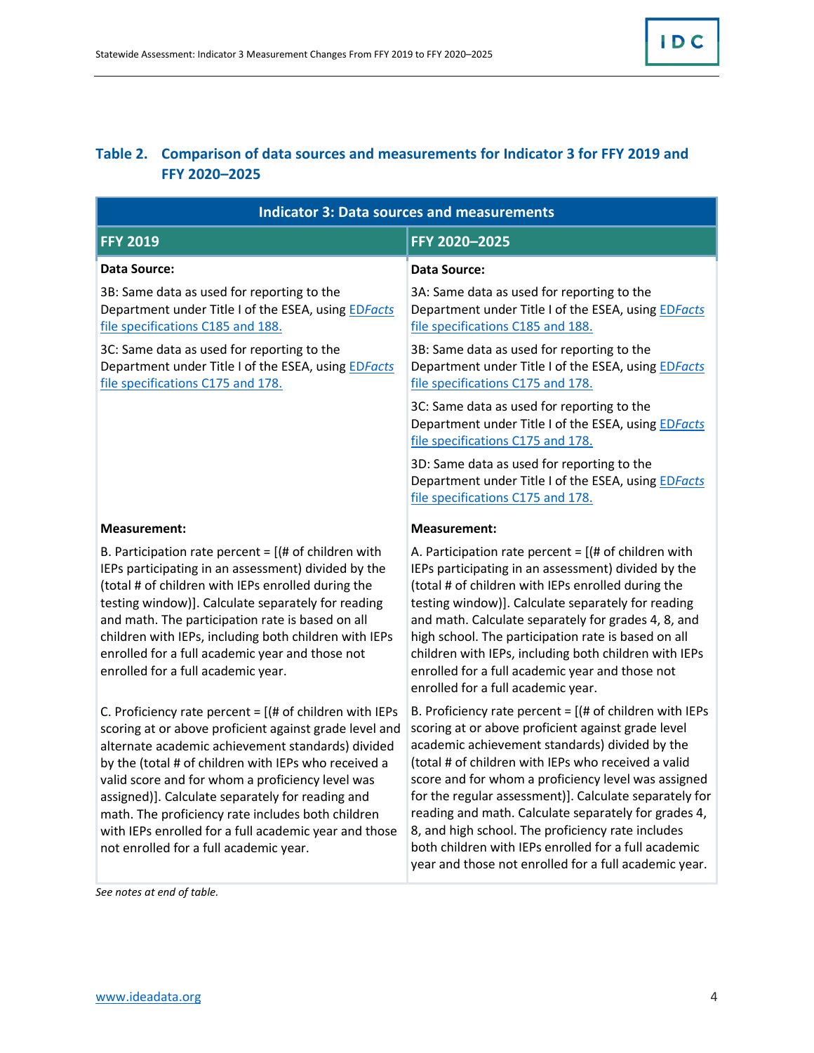### Table 2. Comparison of data sources and measurements for Indicator 3 for FFY 2019 and FFY 2020–2025

| Indicator 3: Data sources and measurements | |
|---|---|
| **FFY 2019** | **FFY 2020–2025** |
| **Data Source:**<br><br>3B: Same data as used for reporting to the Department under Title I of the ESEA, using ED*Facts* file specifications C185 and 188.<br><br>3C: Same data as used for reporting to the Department under Title I of the ESEA, using ED*Facts* file specifications C175 and 178. | **Data Source:**<br><br>3A: Same data as used for reporting to the Department under Title I of the ESEA, using ED*Facts* file specifications C185 and 188.<br><br>3B: Same data as used for reporting to the Department under Title I of the ESEA, using ED*Facts* file specifications C175 and 178.<br><br>3C: Same data as used for reporting to the Department under Title I of the ESEA, using ED*Facts* file specifications C175 and 178.<br><br>3D: Same data as used for reporting to the Department under Title I of the ESEA, using ED*Facts* file specifications C175 and 178. |
| **Measurement:**<br><br>B. Participation rate percent = [(# of children with IEPs participating in an assessment) divided by the (total # of children with IEPs enrolled during the testing window)]. Calculate separately for reading and math. The participation rate is based on all children with IEPs, including both children with IEPs enrolled for a full academic year and those not enrolled for a full academic year.<br><br>C. Proficiency rate percent = [(# of children with IEPs scoring at or above proficient against grade level and alternate academic achievement standards) divided by the (total # of children with IEPs who received a valid score and for whom a proficiency level was assigned)]. Calculate separately for reading and math. The proficiency rate includes both children with IEPs enrolled for a full academic year and those not enrolled for a full academic year. | **Measurement:**<br><br>A. Participation rate percent = [(# of children with IEPs participating in an assessment) divided by the (total # of children with IEPs enrolled during the testing window)]. Calculate separately for reading and math. Calculate separately for grades 4, 8, and high school. The participation rate is based on all children with IEPs, including both children with IEPs enrolled for a full academic year and those not enrolled for a full academic year.<br><br>B. Proficiency rate percent = [(# of children with IEPs scoring at or above proficient against grade level academic achievement standards) divided by the (total # of children with IEPs who received a valid score and for whom a proficiency level was assigned for the regular assessment)]. Calculate separately for reading and math. Calculate separately for grades 4, 8, and high school. The proficiency rate includes both children with IEPs enrolled for a full academic year and those not enrolled for a full academic year. |

*See notes at end of table.*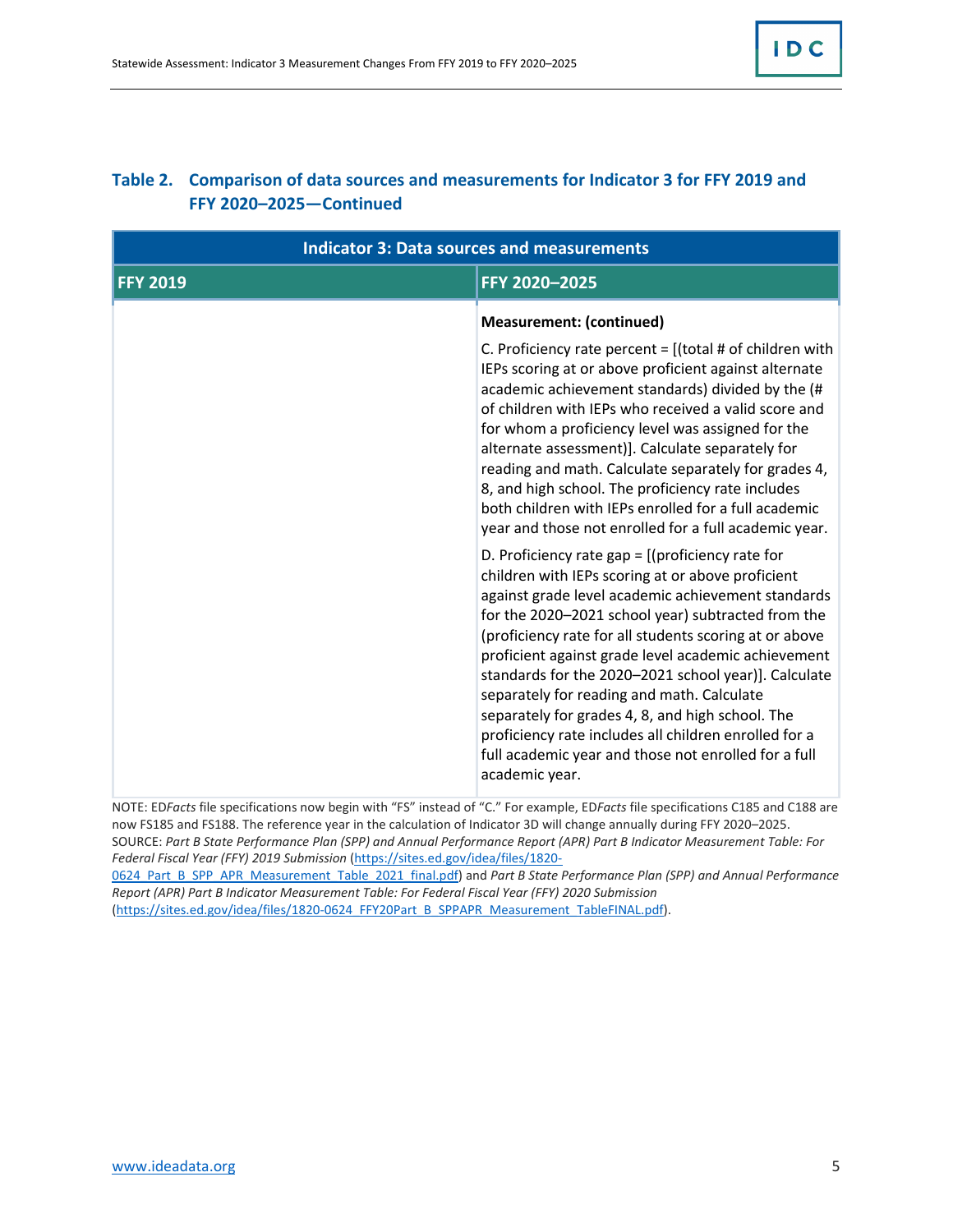**Table 2. Comparison of data sources and measurements for Indicator 3 for FFY 2019 and FFY 2020–2025—Continued**

| Indicator 3: Data sources and measurements | |
|---|---|
| **FFY 2019** | **FFY 2020–2025** |
| | **Measurement: (continued)**<br><br>C. Proficiency rate percent = [(total # of children with IEPs scoring at or above proficient against alternate academic achievement standards) divided by the (# of children with IEPs who received a valid score and for whom a proficiency level was assigned for the alternate assessment)]. Calculate separately for reading and math. Calculate separately for grades 4, 8, and high school. The proficiency rate includes both children with IEPs enrolled for a full academic year and those not enrolled for a full academic year.<br><br>D. Proficiency rate gap = [(proficiency rate for children with IEPs scoring at or above proficient against grade level academic achievement standards for the 2020–2021 school year) subtracted from the (proficiency rate for all students scoring at or above proficient against grade level academic achievement standards for the 2020–2021 school year)]. Calculate separately for reading and math. Calculate separately for grades 4, 8, and high school. The proficiency rate includes all children enrolled for a full academic year and those not enrolled for a full academic year. |

NOTE: ED*Facts* file specifications now begin with "FS" instead of "C." For example, ED*Facts* file specifications C185 and C188 are now FS185 and FS188. The reference year in the calculation of Indicator 3D will change annually during FFY 2020–2025.

SOURCE: *Part B State Performance Plan (SPP) and Annual Performance Report (APR) Part B Indicator Measurement Table: For Federal Fiscal Year (FFY) 2019 Submission* (https://sites.ed.gov/idea/files/1820-0624_Part_B_SPP_APR_Measurement_Table_2021_final.pdf) and *Part B State Performance Plan (SPP) and Annual Performance Report (APR) Part B Indicator Measurement Table: For Federal Fiscal Year (FFY) 2020 Submission* (https://sites.ed.gov/idea/files/1820-0624_FFY20Part_B_SPPAPR_Measurement_TableFINAL.pdf).